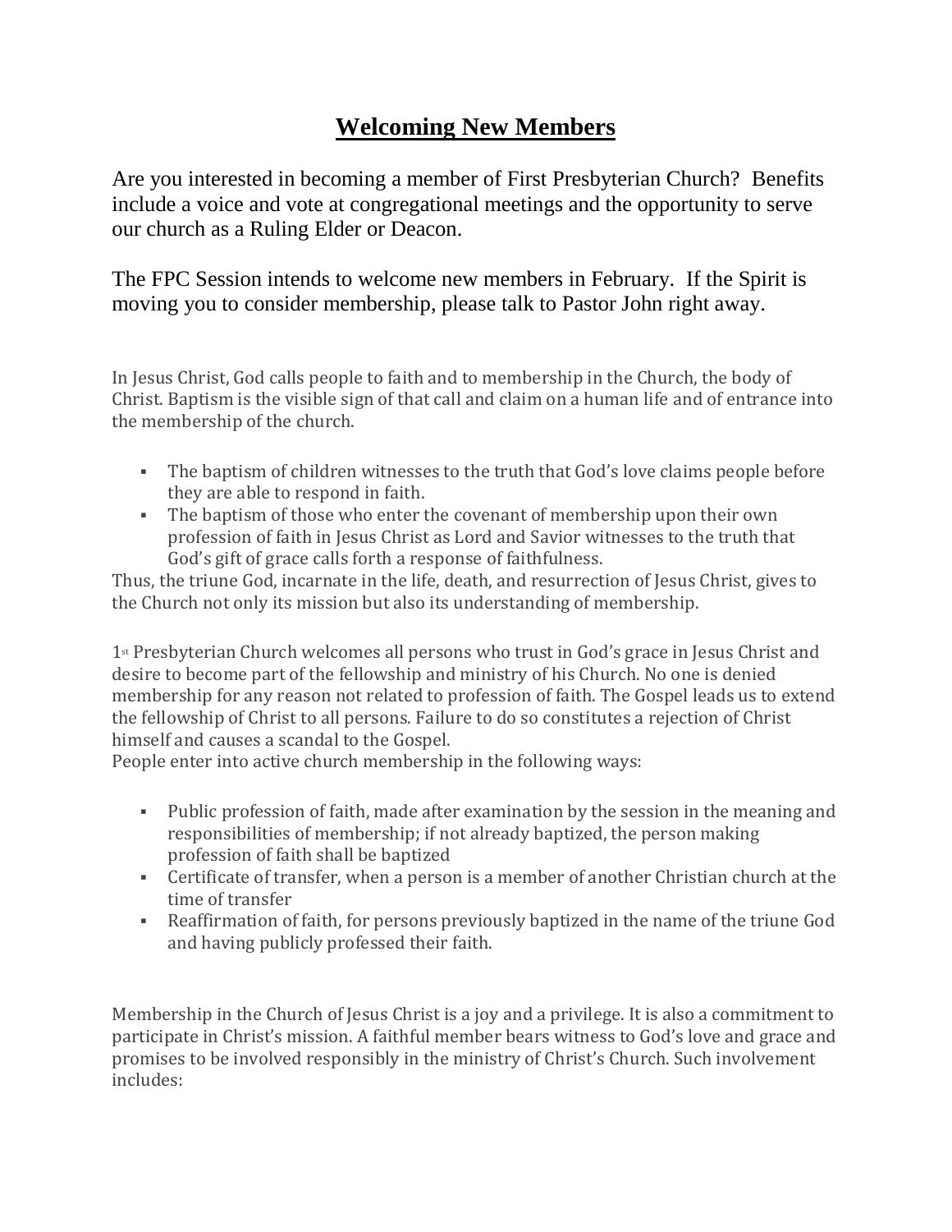# Welcoming New Members

Are you interested in becoming a member of First Presbyterian Church? Benefits include a voice and vote at congregational meetings and the opportunity to serve our church as a Ruling Elder or Deacon.

The FPC Session intends to welcome new members in February. If the Spirit is moving you to consider membership, please talk to Pastor John right away.

In Jesus Christ, God calls people to faith and to membership in the Church, the body of Christ. Baptism is the visible sign of that call and claim on a human life and of entrance into the membership of the church.

- The baptism of children witnesses to the truth that God's love claims people before they are able to respond in faith.
- The baptism of those who enter the covenant of membership upon their own profession of faith in Jesus Christ as Lord and Savior witnesses to the truth that God's gift of grace calls forth a response of faithfulness.

Thus, the triune God, incarnate in the life, death, and resurrection of Jesus Christ, gives to the Church not only its mission but also its understanding of membership.

1st Presbyterian Church welcomes all persons who trust in God's grace in Jesus Christ and desire to become part of the fellowship and ministry of his Church. No one is denied membership for any reason not related to profession of faith. The Gospel leads us to extend the fellowship of Christ to all persons. Failure to do so constitutes a rejection of Christ himself and causes a scandal to the Gospel.
People enter into active church membership in the following ways:

- Public profession of faith, made after examination by the session in the meaning and responsibilities of membership; if not already baptized, the person making profession of faith shall be baptized
- Certificate of transfer, when a person is a member of another Christian church at the time of transfer
- Reaffirmation of faith, for persons previously baptized in the name of the triune God and having publicly professed their faith.

Membership in the Church of Jesus Christ is a joy and a privilege. It is also a commitment to participate in Christ's mission. A faithful member bears witness to God's love and grace and promises to be involved responsibly in the ministry of Christ's Church. Such involvement includes: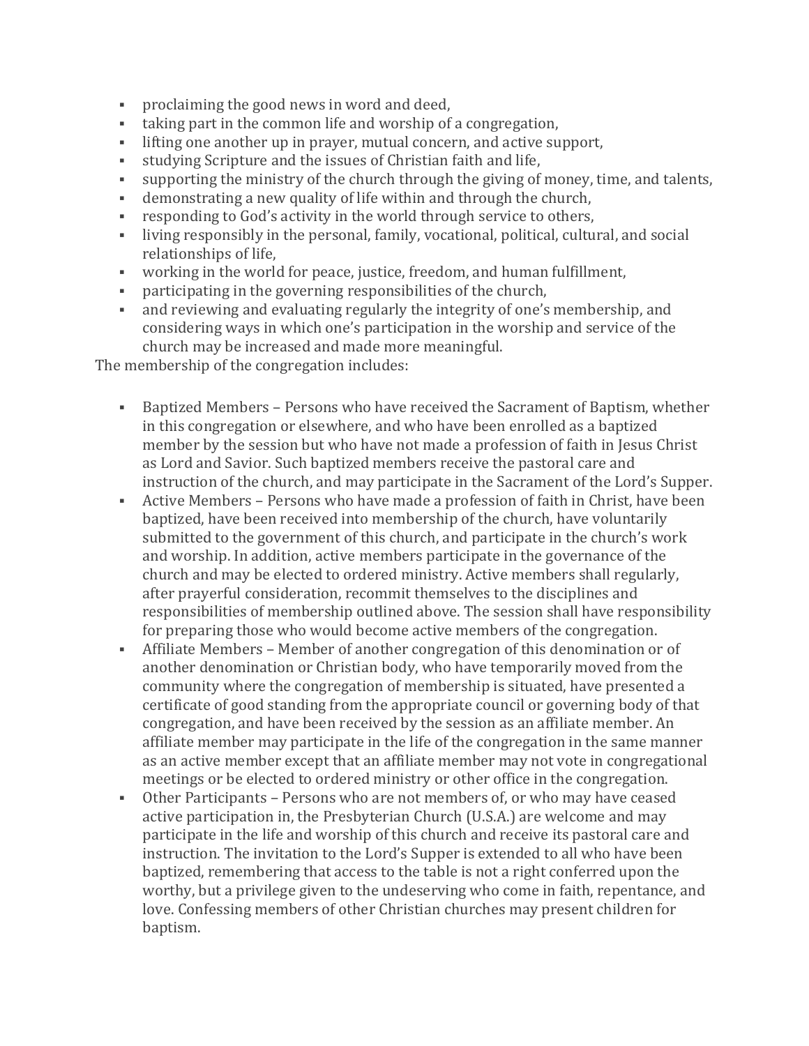- proclaiming the good news in word and deed,
- taking part in the common life and worship of a congregation,
- lifting one another up in prayer, mutual concern, and active support,
- studying Scripture and the issues of Christian faith and life,
- supporting the ministry of the church through the giving of money, time, and talents,
- demonstrating a new quality of life within and through the church,
- responding to God's activity in the world through service to others,
- living responsibly in the personal, family, vocational, political, cultural, and social relationships of life,
- working in the world for peace, justice, freedom, and human fulfillment,
- participating in the governing responsibilities of the church,
- and reviewing and evaluating regularly the integrity of one's membership, and considering ways in which one's participation in the worship and service of the church may be increased and made more meaningful.

The membership of the congregation includes:

- Baptized Members – Persons who have received the Sacrament of Baptism, whether in this congregation or elsewhere, and who have been enrolled as a baptized member by the session but who have not made a profession of faith in Jesus Christ as Lord and Savior. Such baptized members receive the pastoral care and instruction of the church, and may participate in the Sacrament of the Lord's Supper.
- Active Members – Persons who have made a profession of faith in Christ, have been baptized, have been received into membership of the church, have voluntarily submitted to the government of this church, and participate in the church's work and worship. In addition, active members participate in the governance of the church and may be elected to ordered ministry. Active members shall regularly, after prayerful consideration, recommit themselves to the disciplines and responsibilities of membership outlined above. The session shall have responsibility for preparing those who would become active members of the congregation.
- Affiliate Members – Member of another congregation of this denomination or of another denomination or Christian body, who have temporarily moved from the community where the congregation of membership is situated, have presented a certificate of good standing from the appropriate council or governing body of that congregation, and have been received by the session as an affiliate member. An affiliate member may participate in the life of the congregation in the same manner as an active member except that an affiliate member may not vote in congregational meetings or be elected to ordered ministry or other office in the congregation.
- Other Participants – Persons who are not members of, or who may have ceased active participation in, the Presbyterian Church (U.S.A.) are welcome and may participate in the life and worship of this church and receive its pastoral care and instruction. The invitation to the Lord's Supper is extended to all who have been baptized, remembering that access to the table is not a right conferred upon the worthy, but a privilege given to the undeserving who come in faith, repentance, and love. Confessing members of other Christian churches may present children for baptism.